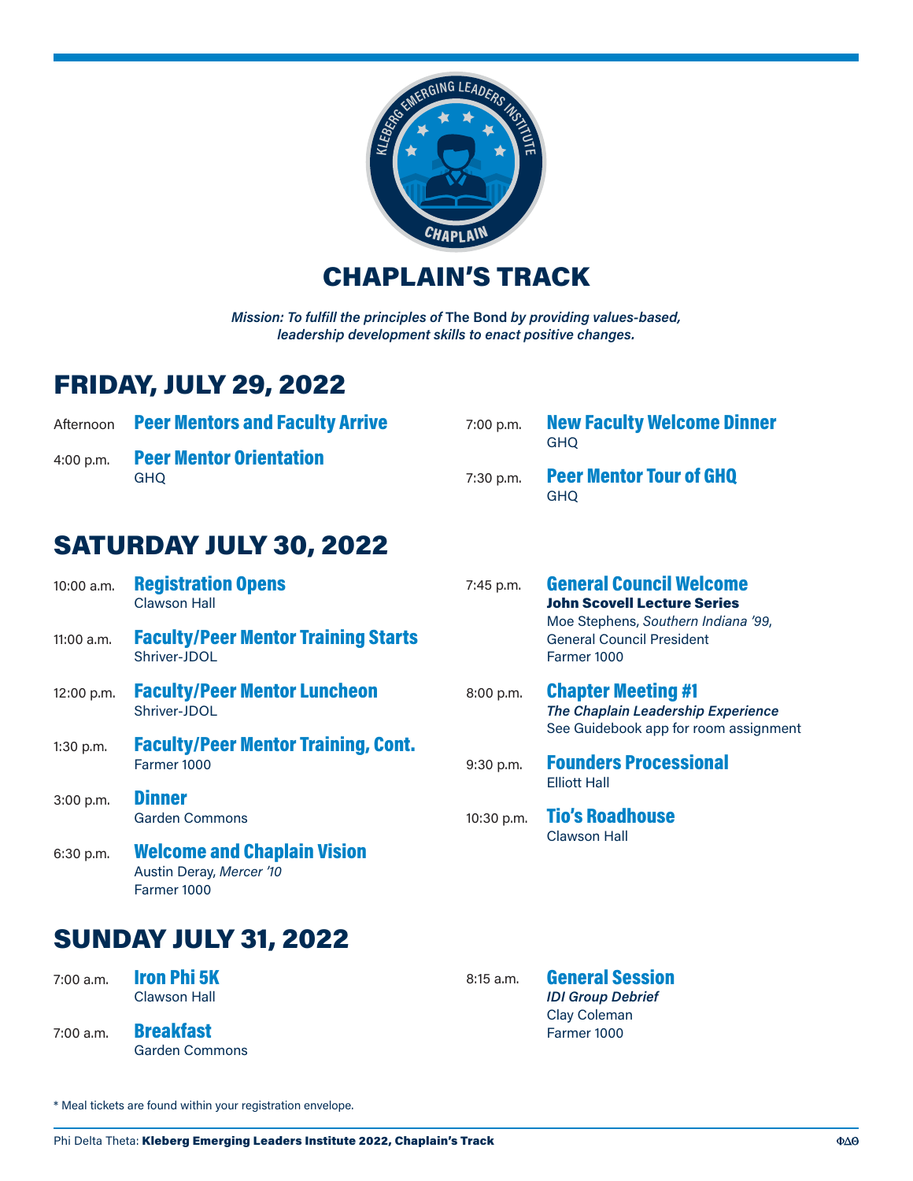# CHAPLAIN'S TRACK

***Mission: To fulfill the principles of* The Bond *by providing values-based, leadership development skills to enact positive changes.***

## FRIDAY, JULY 29, 2022

Afternoon **Peer Mentors and Faculty Arrive**

4:00 p.m. **Peer Mentor Orientation**
GHQ

7:00 p.m. **New Faculty Welcome Dinner**
GHQ

7:30 p.m. **Peer Mentor Tour of GHQ**
GHQ

## SATURDAY JULY 30, 2022

10:00 a.m. **Registration Opens**
Clawson Hall

11:00 a.m. **Faculty/Peer Mentor Training Starts**
Shriver-JDOL

12:00 p.m. **Faculty/Peer Mentor Luncheon**
Shriver-JDOL

1:30 p.m. **Faculty/Peer Mentor Training, Cont.**
Farmer 1000

3:00 p.m. **Dinner**
Garden Commons

6:30 p.m. **Welcome and Chaplain Vision**
Austin Deray, *Mercer '10*
Farmer 1000

7:45 p.m. **General Council Welcome**
**John Scovell Lecture Series**
Moe Stephens, *Southern Indiana '99*,
General Council President
Farmer 1000

8:00 p.m. **Chapter Meeting #1**
***The Chaplain Leadership Experience***
See Guidebook app for room assignment

9:30 p.m. **Founders Processional**
Elliott Hall

10:30 p.m. **Tio's Roadhouse**
Clawson Hall

## SUNDAY JULY 31, 2022

7:00 a.m. **Iron Phi 5K**
Clawson Hall

7:00 a.m. **Breakfast**
Garden Commons

8:15 a.m. **General Session**
***IDI Group Debrief***
Clay Coleman
Farmer 1000

* Meal tickets are found within your registration envelope.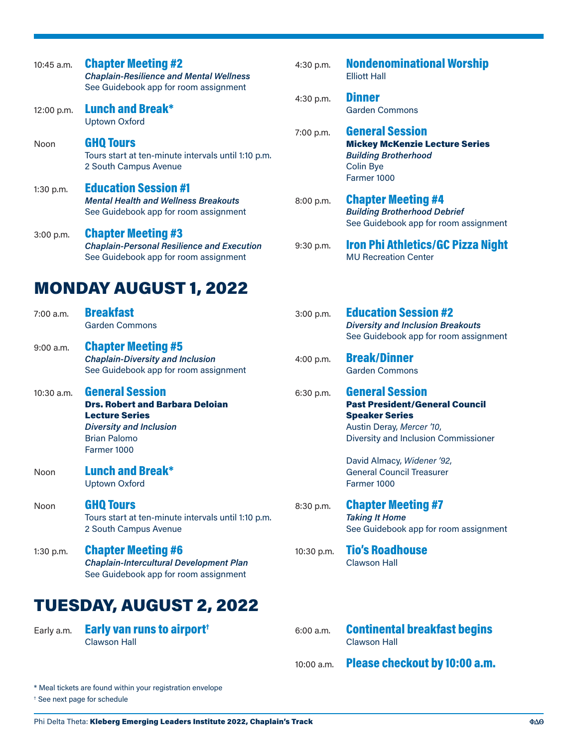10:45 a.m. **Chapter Meeting #2**
***Chaplain-Resilience and Mental Wellness***
See Guidebook app for room assignment

12:00 p.m. **Lunch and Break***
Uptown Oxford

Noon **GHQ Tours**
Tours start at ten-minute intervals until 1:10 p.m.
2 South Campus Avenue

1:30 p.m. **Education Session #1**
***Mental Health and Wellness Breakouts***
See Guidebook app for room assignment

3:00 p.m. **Chapter Meeting #3**
***Chaplain-Personal Resilience and Execution***
See Guidebook app for room assignment

4:30 p.m. **Nondenominational Worship**
Elliott Hall

4:30 p.m. **Dinner**
Garden Commons

7:00 p.m. **General Session**
**Mickey McKenzie Lecture Series**
***Building Brotherhood***
Colin Bye
Farmer 1000

8:00 p.m. **Chapter Meeting #4**
***Building Brotherhood Debrief***
See Guidebook app for room assignment

9:30 p.m. **Iron Phi Athletics/GC Pizza Night**
MU Recreation Center

## MONDAY AUGUST 1, 2022

7:00 a.m. **Breakfast**
Garden Commons

9:00 a.m. **Chapter Meeting #5**
***Chaplain-Diversity and Inclusion***
See Guidebook app for room assignment

10:30 a.m. **General Session**
**Drs. Robert and Barbara Deloian Lecture Series**
***Diversity and Inclusion***
Brian Palomo
Farmer 1000

Noon **Lunch and Break***
Uptown Oxford

Noon **GHQ Tours**
Tours start at ten-minute intervals until 1:10 p.m.
2 South Campus Avenue

1:30 p.m. **Chapter Meeting #6**
***Chaplain-Intercultural Development Plan***
See Guidebook app for room assignment

3:00 p.m. **Education Session #2**
***Diversity and Inclusion Breakouts***
See Guidebook app for room assignment

4:00 p.m. **Break/Dinner**
Garden Commons

6:30 p.m. **General Session**
**Past President/General Council Speaker Series**
Austin Deray, *Mercer '10*,
Diversity and Inclusion Commissioner

David Almacy, *Widener '92*,
General Council Treasurer
Farmer 1000

8:30 p.m. **Chapter Meeting #7**
***Taking It Home***
See Guidebook app for room assignment

10:30 p.m. **Tio's Roadhouse**
Clawson Hall

## TUESDAY, AUGUST 2, 2022

Early a.m. **Early van runs to airport†**
Clawson Hall

6:00 a.m. **Continental breakfast begins**
Clawson Hall

10:00 a.m. **Please checkout by 10:00 a.m.**

* Meal tickets are found within your registration envelope
† See next page for schedule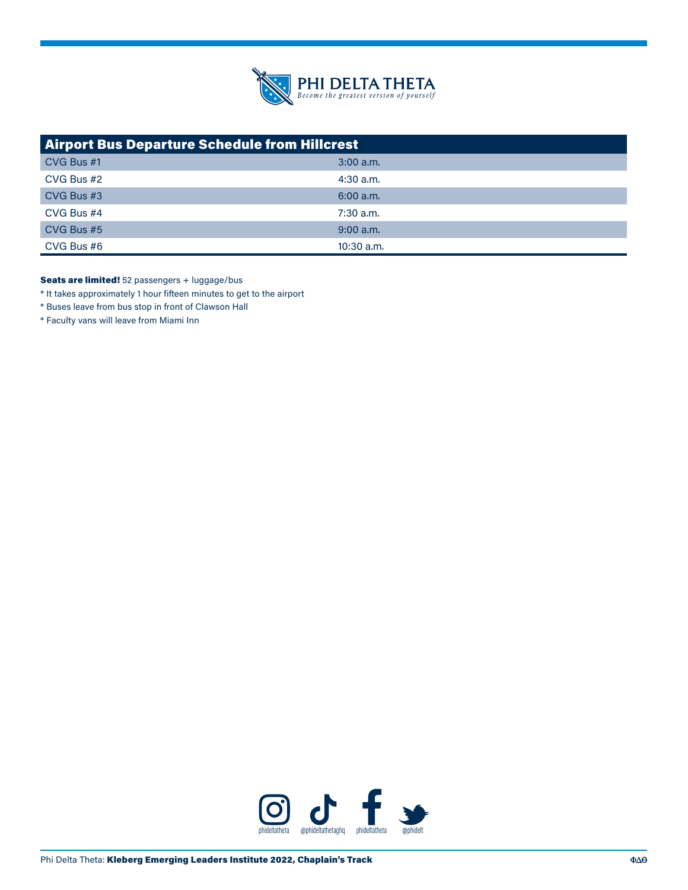PHI DELTA THETA
*Become the greatest version of yourself*

| Airport Bus Departure Schedule from Hillcrest | |
| --- | --- |
| CVG Bus #1 | 3:00 a.m. |
| CVG Bus #2 | 4:30 a.m. |
| CVG Bus #3 | 6:00 a.m. |
| CVG Bus #4 | 7:30 a.m. |
| CVG Bus #5 | 9:00 a.m. |
| CVG Bus #6 | 10:30 a.m. |

**Seats are limited!** 52 passengers + luggage/bus

* It takes approximately 1 hour fifteen minutes to get to the airport
* Buses leave from bus stop in front of Clawson Hall
* Faculty vans will leave from Miami Inn

phideltatheta @phideltathetaghq phideltatheta @phidelt